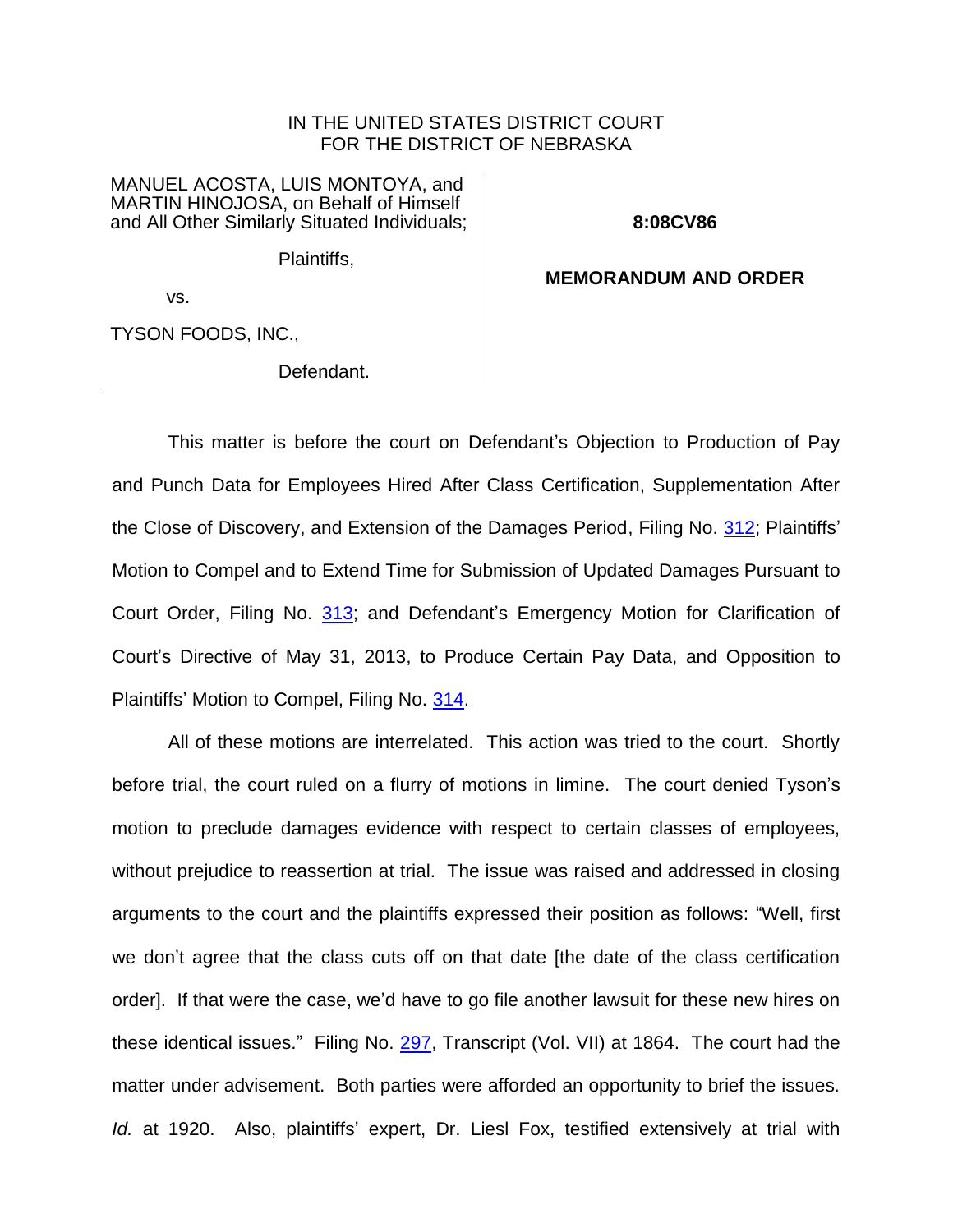IN THE UNITED STATES DISTRICT COURT
FOR THE DISTRICT OF NEBRASKA

| | |
|---|---|
| MANUEL ACOSTA, LUIS MONTOYA, and MARTIN HINOJOSA, on Behalf of Himself and All Other Similarly Situated Individuals;<br><br>Plaintiffs,<br><br>vs.<br><br>TYSON FOODS, INC.,<br><br>Defendant. | **8:08CV86**<br><br>**MEMORANDUM AND ORDER** |

This matter is before the court on Defendant's Objection to Production of Pay and Punch Data for Employees Hired After Class Certification, Supplementation After the Close of Discovery, and Extension of the Damages Period, Filing No. 312; Plaintiffs' Motion to Compel and to Extend Time for Submission of Updated Damages Pursuant to Court Order, Filing No. 313; and Defendant's Emergency Motion for Clarification of Court's Directive of May 31, 2013, to Produce Certain Pay Data, and Opposition to Plaintiffs' Motion to Compel, Filing No. 314.

All of these motions are interrelated. This action was tried to the court. Shortly before trial, the court ruled on a flurry of motions in limine. The court denied Tyson's motion to preclude damages evidence with respect to certain classes of employees, without prejudice to reassertion at trial. The issue was raised and addressed in closing arguments to the court and the plaintiffs expressed their position as follows: "Well, first we don't agree that the class cuts off on that date [the date of the class certification order]. If that were the case, we'd have to go file another lawsuit for these new hires on these identical issues." Filing No. 297, Transcript (Vol. VII) at 1864. The court had the matter under advisement. Both parties were afforded an opportunity to brief the issues. *Id.* at 1920. Also, plaintiffs' expert, Dr. Liesl Fox, testified extensively at trial with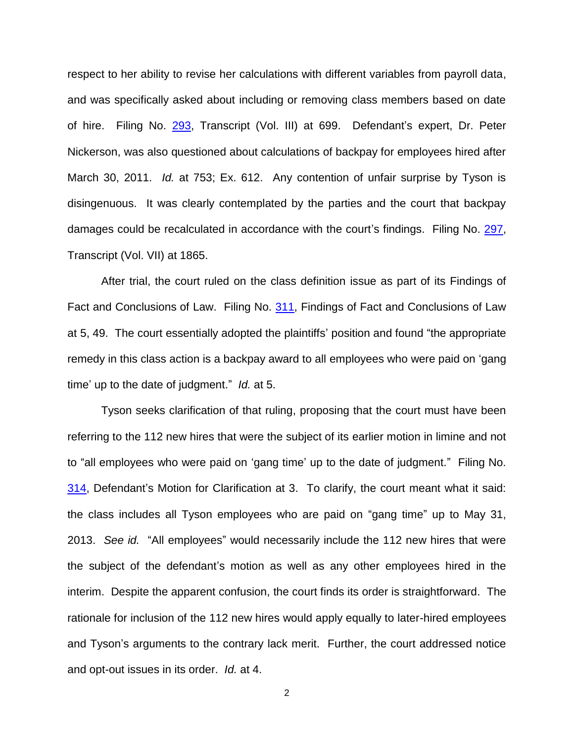respect to her ability to revise her calculations with different variables from payroll data, and was specifically asked about including or removing class members based on date of hire. Filing No. 293, Transcript (Vol. III) at 699. Defendant's expert, Dr. Peter Nickerson, was also questioned about calculations of backpay for employees hired after March 30, 2011. *Id.* at 753; Ex. 612. Any contention of unfair surprise by Tyson is disingenuous. It was clearly contemplated by the parties and the court that backpay damages could be recalculated in accordance with the court's findings. Filing No. 297, Transcript (Vol. VII) at 1865.

After trial, the court ruled on the class definition issue as part of its Findings of Fact and Conclusions of Law. Filing No. 311, Findings of Fact and Conclusions of Law at 5, 49. The court essentially adopted the plaintiffs' position and found "the appropriate remedy in this class action is a backpay award to all employees who were paid on 'gang time' up to the date of judgment." *Id.* at 5.

Tyson seeks clarification of that ruling, proposing that the court must have been referring to the 112 new hires that were the subject of its earlier motion in limine and not to "all employees who were paid on 'gang time' up to the date of judgment." Filing No. 314, Defendant's Motion for Clarification at 3. To clarify, the court meant what it said: the class includes all Tyson employees who are paid on "gang time" up to May 31, 2013. *See id.* "All employees" would necessarily include the 112 new hires that were the subject of the defendant's motion as well as any other employees hired in the interim. Despite the apparent confusion, the court finds its order is straightforward. The rationale for inclusion of the 112 new hires would apply equally to later-hired employees and Tyson's arguments to the contrary lack merit. Further, the court addressed notice and opt-out issues in its order. *Id.* at 4.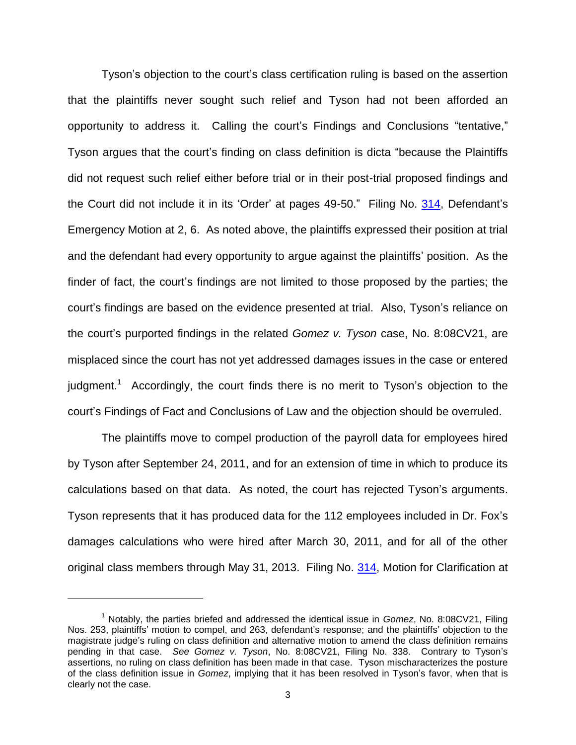Tyson's objection to the court's class certification ruling is based on the assertion that the plaintiffs never sought such relief and Tyson had not been afforded an opportunity to address it. Calling the court's Findings and Conclusions "tentative," Tyson argues that the court's finding on class definition is dicta "because the Plaintiffs did not request such relief either before trial or in their post-trial proposed findings and the Court did not include it in its 'Order' at pages 49-50." Filing No. 314, Defendant's Emergency Motion at 2, 6. As noted above, the plaintiffs expressed their position at trial and the defendant had every opportunity to argue against the plaintiffs' position. As the finder of fact, the court's findings are not limited to those proposed by the parties; the court's findings are based on the evidence presented at trial. Also, Tyson's reliance on the court's purported findings in the related *Gomez v. Tyson* case, No. 8:08CV21, are misplaced since the court has not yet addressed damages issues in the case or entered judgment.[1] Accordingly, the court finds there is no merit to Tyson's objection to the court's Findings of Fact and Conclusions of Law and the objection should be overruled.

The plaintiffs move to compel production of the payroll data for employees hired by Tyson after September 24, 2011, and for an extension of time in which to produce its calculations based on that data. As noted, the court has rejected Tyson's arguments. Tyson represents that it has produced data for the 112 employees included in Dr. Fox's damages calculations who were hired after March 30, 2011, and for all of the other original class members through May 31, 2013. Filing No. 314, Motion for Clarification at

[1] Notably, the parties briefed and addressed the identical issue in *Gomez*, No. 8:08CV21, Filing Nos. 253, plaintiffs' motion to compel, and 263, defendant's response; and the plaintiffs' objection to the magistrate judge's ruling on class definition and alternative motion to amend the class definition remains pending in that case. *See Gomez v. Tyson*, No. 8:08CV21, Filing No. 338. Contrary to Tyson's assertions, no ruling on class definition has been made in that case. Tyson mischaracterizes the posture of the class definition issue in *Gomez*, implying that it has been resolved in Tyson's favor, when that is clearly not the case.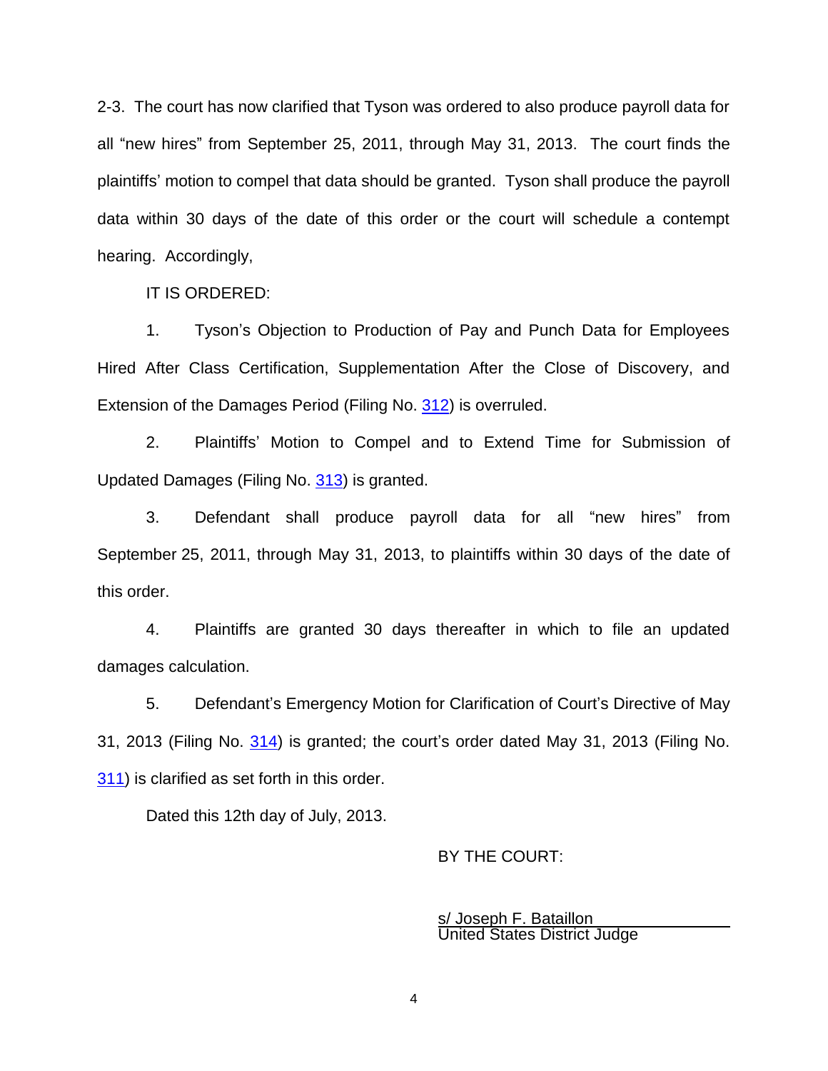2-3. The court has now clarified that Tyson was ordered to also produce payroll data for all "new hires" from September 25, 2011, through May 31, 2013. The court finds the plaintiffs' motion to compel that data should be granted. Tyson shall produce the payroll data within 30 days of the date of this order or the court will schedule a contempt hearing. Accordingly,

IT IS ORDERED:

1. Tyson's Objection to Production of Pay and Punch Data for Employees Hired After Class Certification, Supplementation After the Close of Discovery, and Extension of the Damages Period (Filing No. 312) is overruled.

2. Plaintiffs' Motion to Compel and to Extend Time for Submission of Updated Damages (Filing No. 313) is granted.

3. Defendant shall produce payroll data for all "new hires" from September 25, 2011, through May 31, 2013, to plaintiffs within 30 days of the date of this order.

4. Plaintiffs are granted 30 days thereafter in which to file an updated damages calculation.

5. Defendant's Emergency Motion for Clarification of Court's Directive of May 31, 2013 (Filing No. 314) is granted; the court's order dated May 31, 2013 (Filing No. 311) is clarified as set forth in this order.

Dated this 12th day of July, 2013.

BY THE COURT:

s/ Joseph F. Bataillon
United States District Judge